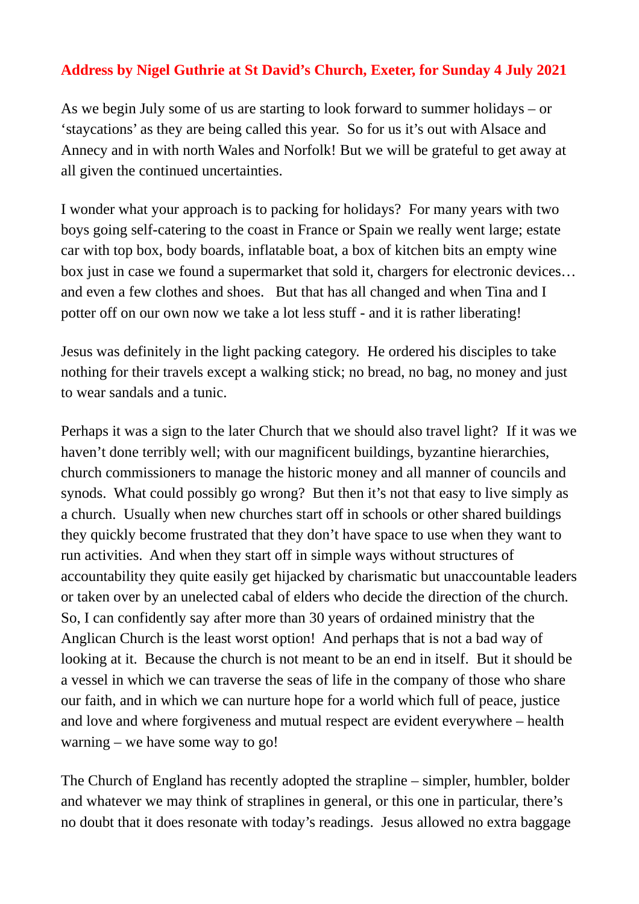**Address by Nigel Guthrie at St David's Church, Exeter, for Sunday 4 July 2021**

As we begin July some of us are starting to look forward to summer holidays – or 'staycations' as they are being called this year. So for us it's out with Alsace and Annecy and in with north Wales and Norfolk! But we will be grateful to get away at all given the continued uncertainties.

I wonder what your approach is to packing for holidays? For many years with two boys going self-catering to the coast in France or Spain we really went large; estate car with top box, body boards, inflatable boat, a box of kitchen bits an empty wine box just in case we found a supermarket that sold it, chargers for electronic devices… and even a few clothes and shoes. But that has all changed and when Tina and I potter off on our own now we take a lot less stuff - and it is rather liberating!

Jesus was definitely in the light packing category. He ordered his disciples to take nothing for their travels except a walking stick; no bread, no bag, no money and just to wear sandals and a tunic.

Perhaps it was a sign to the later Church that we should also travel light? If it was we haven't done terribly well; with our magnificent buildings, byzantine hierarchies, church commissioners to manage the historic money and all manner of councils and synods. What could possibly go wrong? But then it's not that easy to live simply as a church. Usually when new churches start off in schools or other shared buildings they quickly become frustrated that they don't have space to use when they want to run activities. And when they start off in simple ways without structures of accountability they quite easily get hijacked by charismatic but unaccountable leaders or taken over by an unelected cabal of elders who decide the direction of the church. So, I can confidently say after more than 30 years of ordained ministry that the Anglican Church is the least worst option! And perhaps that is not a bad way of looking at it. Because the church is not meant to be an end in itself. But it should be a vessel in which we can traverse the seas of life in the company of those who share our faith, and in which we can nurture hope for a world which full of peace, justice and love and where forgiveness and mutual respect are evident everywhere – health warning – we have some way to go!

The Church of England has recently adopted the strapline – simpler, humbler, bolder and whatever we may think of straplines in general, or this one in particular, there's no doubt that it does resonate with today's readings. Jesus allowed no extra baggage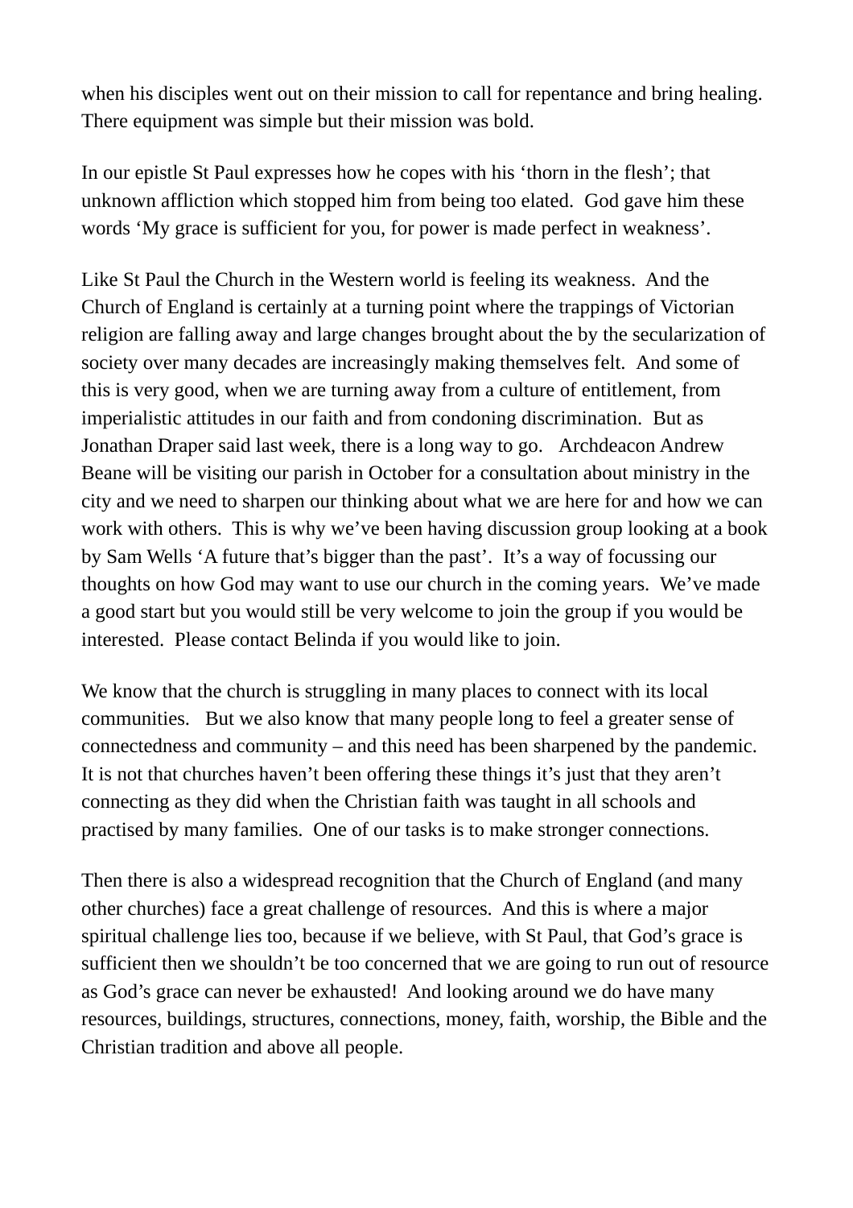when his disciples went out on their mission to call for repentance and bring healing. There equipment was simple but their mission was bold.

In our epistle St Paul expresses how he copes with his ‘thorn in the flesh’; that unknown affliction which stopped him from being too elated. God gave him these words ‘My grace is sufficient for you, for power is made perfect in weakness’.

Like St Paul the Church in the Western world is feeling its weakness. And the Church of England is certainly at a turning point where the trappings of Victorian religion are falling away and large changes brought about the by the secularization of society over many decades are increasingly making themselves felt. And some of this is very good, when we are turning away from a culture of entitlement, from imperialistic attitudes in our faith and from condoning discrimination. But as Jonathan Draper said last week, there is a long way to go. Archdeacon Andrew Beane will be visiting our parish in October for a consultation about ministry in the city and we need to sharpen our thinking about what we are here for and how we can work with others. This is why we’ve been having discussion group looking at a book by Sam Wells ‘A future that’s bigger than the past’. It’s a way of focussing our thoughts on how God may want to use our church in the coming years. We’ve made a good start but you would still be very welcome to join the group if you would be interested. Please contact Belinda if you would like to join.

We know that the church is struggling in many places to connect with its local communities. But we also know that many people long to feel a greater sense of connectedness and community – and this need has been sharpened by the pandemic. It is not that churches haven’t been offering these things it’s just that they aren’t connecting as they did when the Christian faith was taught in all schools and practised by many families. One of our tasks is to make stronger connections.

Then there is also a widespread recognition that the Church of England (and many other churches) face a great challenge of resources. And this is where a major spiritual challenge lies too, because if we believe, with St Paul, that God’s grace is sufficient then we shouldn’t be too concerned that we are going to run out of resource as God’s grace can never be exhausted! And looking around we do have many resources, buildings, structures, connections, money, faith, worship, the Bible and the Christian tradition and above all people.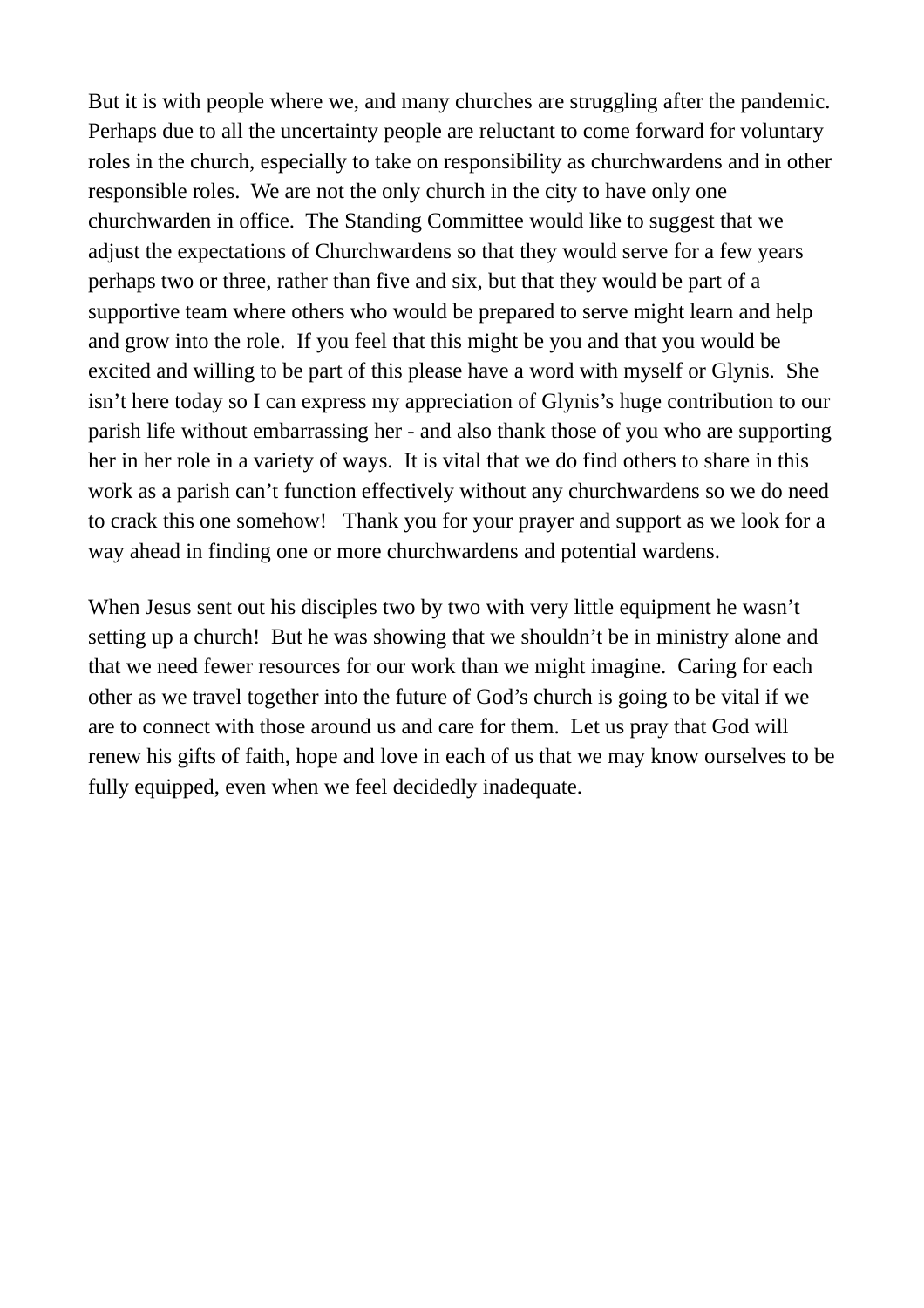But it is with people where we, and many churches are struggling after the pandemic. Perhaps due to all the uncertainty people are reluctant to come forward for voluntary roles in the church, especially to take on responsibility as churchwardens and in other responsible roles. We are not the only church in the city to have only one churchwarden in office. The Standing Committee would like to suggest that we adjust the expectations of Churchwardens so that they would serve for a few years perhaps two or three, rather than five and six, but that they would be part of a supportive team where others who would be prepared to serve might learn and help and grow into the role. If you feel that this might be you and that you would be excited and willing to be part of this please have a word with myself or Glynis. She isn't here today so I can express my appreciation of Glynis's huge contribution to our parish life without embarrassing her - and also thank those of you who are supporting her in her role in a variety of ways. It is vital that we do find others to share in this work as a parish can't function effectively without any churchwardens so we do need to crack this one somehow! Thank you for your prayer and support as we look for a way ahead in finding one or more churchwardens and potential wardens.

When Jesus sent out his disciples two by two with very little equipment he wasn't setting up a church! But he was showing that we shouldn't be in ministry alone and that we need fewer resources for our work than we might imagine. Caring for each other as we travel together into the future of God's church is going to be vital if we are to connect with those around us and care for them. Let us pray that God will renew his gifts of faith, hope and love in each of us that we may know ourselves to be fully equipped, even when we feel decidedly inadequate.